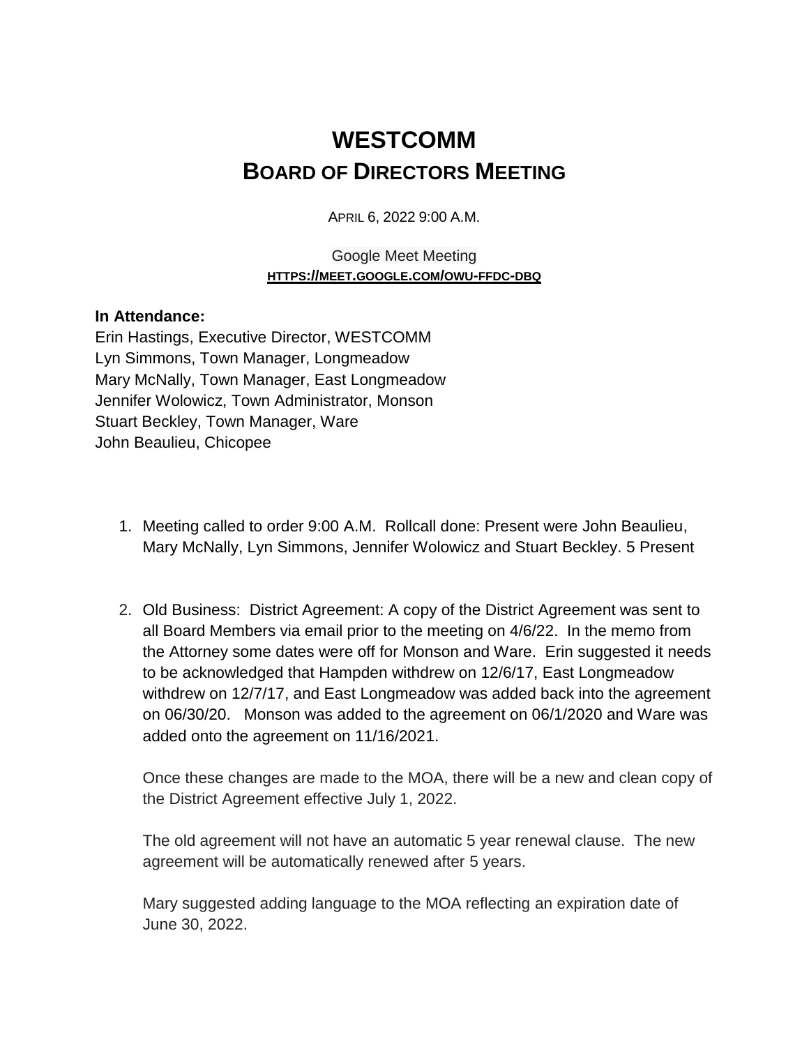# WESTCOMM
## BOARD OF DIRECTORS MEETING

APRIL 6, 2022 9:00 A.M.

Google Meet Meeting
HTTPS://MEET.GOOGLE.COM/OWU-FFDC-DBQ

**In Attendance:**
Erin Hastings, Executive Director, WESTCOMM
Lyn Simmons, Town Manager, Longmeadow
Mary McNally, Town Manager, East Longmeadow
Jennifer Wolowicz, Town Administrator, Monson
Stuart Beckley, Town Manager, Ware
John Beaulieu, Chicopee

1. Meeting called to order 9:00 A.M. Rollcall done: Present were John Beaulieu, Mary McNally, Lyn Simmons, Jennifer Wolowicz and Stuart Beckley. 5 Present

2. Old Business: District Agreement: A copy of the District Agreement was sent to all Board Members via email prior to the meeting on 4/6/22. In the memo from the Attorney some dates were off for Monson and Ware. Erin suggested it needs to be acknowledged that Hampden withdrew on 12/6/17, East Longmeadow withdrew on 12/7/17, and East Longmeadow was added back into the agreement on 06/30/20. Monson was added to the agreement on 06/1/2020 and Ware was added onto the agreement on 11/16/2021.

   Once these changes are made to the MOA, there will be a new and clean copy of the District Agreement effective July 1, 2022.

   The old agreement will not have an automatic 5 year renewal clause. The new agreement will be automatically renewed after 5 years.

   Mary suggested adding language to the MOA reflecting an expiration date of June 30, 2022.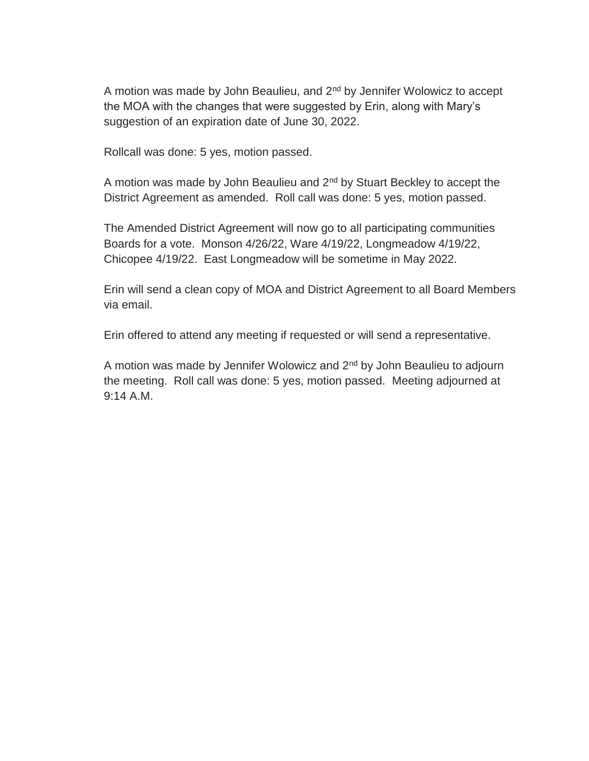A motion was made by John Beaulieu, and 2nd by Jennifer Wolowicz to accept the MOA with the changes that were suggested by Erin, along with Mary's suggestion of an expiration date of June 30, 2022.

Rollcall was done: 5 yes, motion passed.

A motion was made by John Beaulieu and 2nd by Stuart Beckley to accept the District Agreement as amended. Roll call was done: 5 yes, motion passed.

The Amended District Agreement will now go to all participating communities Boards for a vote. Monson 4/26/22, Ware 4/19/22, Longmeadow 4/19/22, Chicopee 4/19/22. East Longmeadow will be sometime in May 2022.

Erin will send a clean copy of MOA and District Agreement to all Board Members via email.

Erin offered to attend any meeting if requested or will send a representative.

A motion was made by Jennifer Wolowicz and 2nd by John Beaulieu to adjourn the meeting. Roll call was done: 5 yes, motion passed. Meeting adjourned at 9:14 A.M.